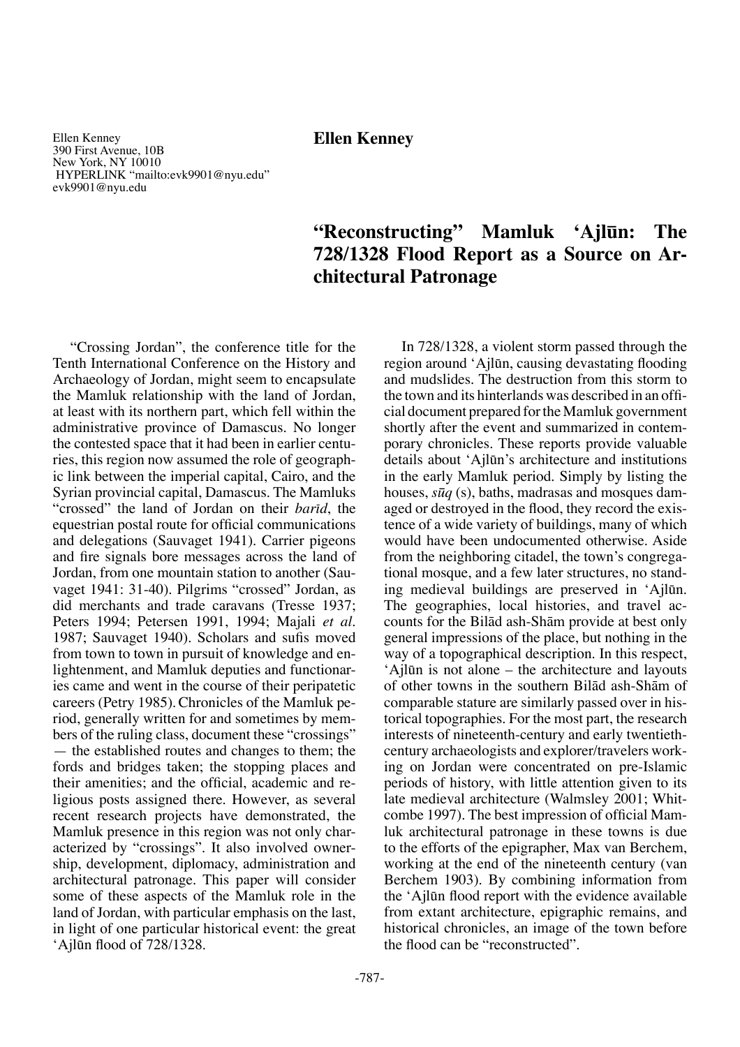Ellen Kenney
390 First Avenue, 10B
New York, NY 10010
HYPERLINK "mailto:evk9901@nyu.edu"
evk9901@nyu.edu

**Ellen Kenney**

# "Reconstructing" Mamluk 'Ajlūn: The 728/1328 Flood Report as a Source on Architectural Patronage

"Crossing Jordan", the conference title for the Tenth International Conference on the History and Archaeology of Jordan, might seem to encapsulate the Mamluk relationship with the land of Jordan, at least with its northern part, which fell within the administrative province of Damascus. No longer the contested space that it had been in earlier centuries, this region now assumed the role of geographic link between the imperial capital, Cairo, and the Syrian provincial capital, Damascus. The Mamluks "crossed" the land of Jordan on their *barīd*, the equestrian postal route for official communications and delegations (Sauvaget 1941). Carrier pigeons and fire signals bore messages across the land of Jordan, from one mountain station to another (Sauvaget 1941: 31-40). Pilgrims "crossed" Jordan, as did merchants and trade caravans (Tresse 1937; Peters 1994; Petersen 1991, 1994; Majali *et al.* 1987; Sauvaget 1940). Scholars and sufis moved from town to town in pursuit of knowledge and enlightenment, and Mamluk deputies and functionaries came and went in the course of their peripatetic careers (Petry 1985). Chronicles of the Mamluk period, generally written for and sometimes by members of the ruling class, document these "crossings" — the established routes and changes to them; the fords and bridges taken; the stopping places and their amenities; and the official, academic and religious posts assigned there. However, as several recent research projects have demonstrated, the Mamluk presence in this region was not only characterized by "crossings". It also involved ownership, development, diplomacy, administration and architectural patronage. This paper will consider some of these aspects of the Mamluk role in the land of Jordan, with particular emphasis on the last, in light of one particular historical event: the great 'Ajlūn flood of 728/1328.

In 728/1328, a violent storm passed through the region around 'Ajlūn, causing devastating flooding and mudslides. The destruction from this storm to the town and its hinterlands was described in an official document prepared for the Mamluk government shortly after the event and summarized in contemporary chronicles. These reports provide valuable details about 'Ajlūn's architecture and institutions in the early Mamluk period. Simply by listing the houses, *sūq* (s), baths, madrasas and mosques damaged or destroyed in the flood, they record the existence of a wide variety of buildings, many of which would have been undocumented otherwise. Aside from the neighboring citadel, the town's congregational mosque, and a few later structures, no standing medieval buildings are preserved in 'Ajlūn. The geographies, local histories, and travel accounts for the Bilād ash-Shām provide at best only general impressions of the place, but nothing in the way of a topographical description. In this respect, 'Ajlūn is not alone – the architecture and layouts of other towns in the southern Bilād ash-Shām of comparable stature are similarly passed over in historical topographies. For the most part, the research interests of nineteenth-century and early twentieth-century archaeologists and explorer/travelers working on Jordan were concentrated on pre-Islamic periods of history, with little attention given to its late medieval architecture (Walmsley 2001; Whitcombe 1997). The best impression of official Mamluk architectural patronage in these towns is due to the efforts of the epigrapher, Max van Berchem, working at the end of the nineteenth century (van Berchem 1903). By combining information from the 'Ajlūn flood report with the evidence available from extant architecture, epigraphic remains, and historical chronicles, an image of the town before the flood can be "reconstructed".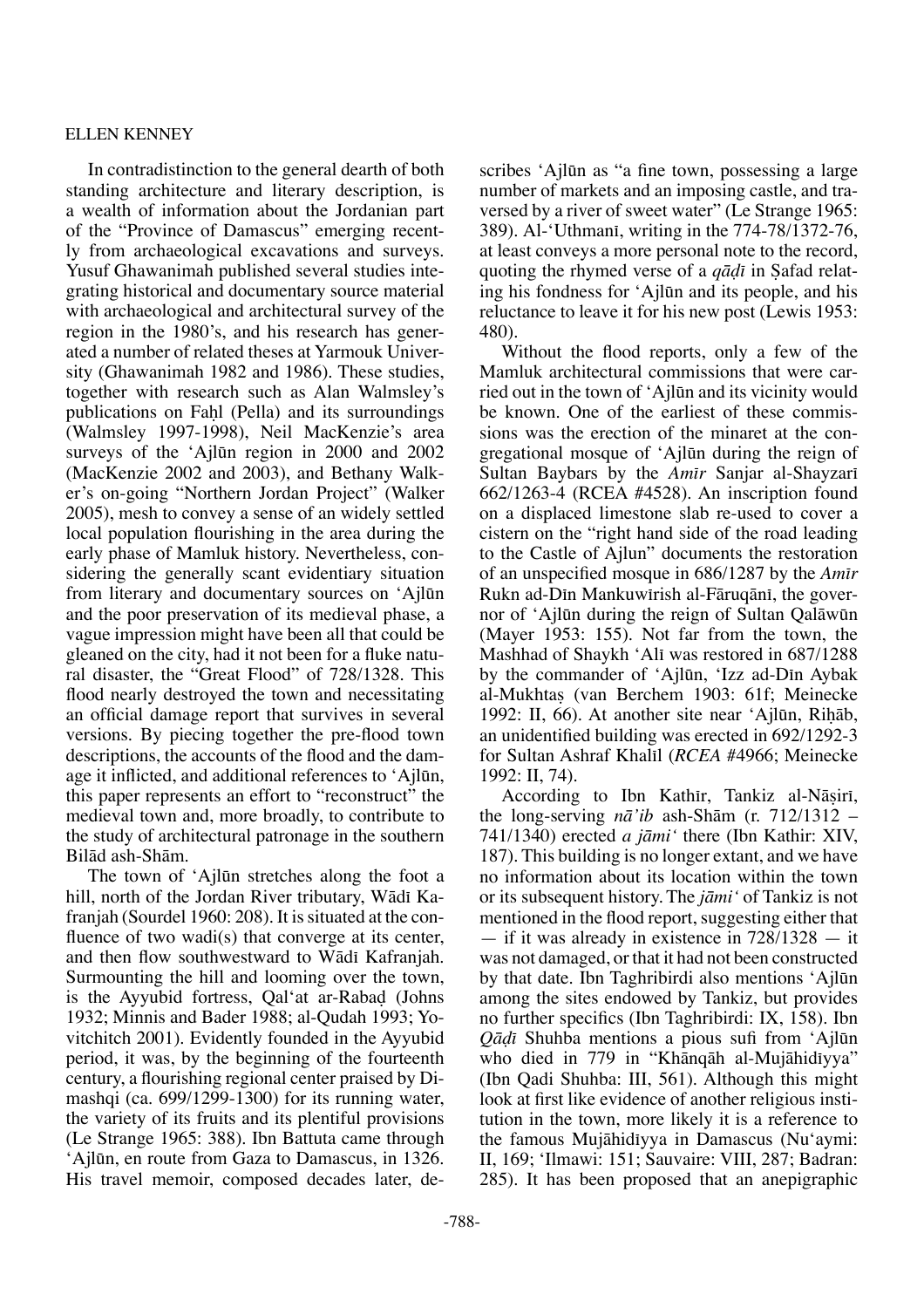In contradistinction to the general dearth of both standing architecture and literary description, is a wealth of information about the Jordanian part of the "Province of Damascus" emerging recently from archaeological excavations and surveys. Yusuf Ghawanimah published several studies integrating historical and documentary source material with archaeological and architectural survey of the region in the 1980's, and his research has generated a number of related theses at Yarmouk University (Ghawanimah 1982 and 1986). These studies, together with research such as Alan Walmsley's publications on Faḥl (Pella) and its surroundings (Walmsley 1997-1998), Neil MacKenzie's area surveys of the 'Ajlūn region in 2000 and 2002 (MacKenzie 2002 and 2003), and Bethany Walker's on-going "Northern Jordan Project" (Walker 2005), mesh to convey a sense of an widely settled local population flourishing in the area during the early phase of Mamluk history. Nevertheless, considering the generally scant evidentiary situation from literary and documentary sources on 'Ajlūn and the poor preservation of its medieval phase, a vague impression might have been all that could be gleaned on the city, had it not been for a fluke natural disaster, the "Great Flood" of 728/1328. This flood nearly destroyed the town and necessitating an official damage report that survives in several versions. By piecing together the pre-flood town descriptions, the accounts of the flood and the damage it inflicted, and additional references to 'Ajlūn, this paper represents an effort to "reconstruct" the medieval town and, more broadly, to contribute to the study of architectural patronage in the southern Bilād ash-Shām.

The town of 'Ajlūn stretches along the foot a hill, north of the Jordan River tributary, Wādī Kafranjah (Sourdel 1960: 208). It is situated at the confluence of two wadi(s) that converge at its center, and then flow southwestward to Wādī Kafranjah. Surmounting the hill and looming over the town, is the Ayyubid fortress, Qal'at ar-Rabaḍ (Johns 1932; Minnis and Bader 1988; al-Qudah 1993; Yovitchitch 2001). Evidently founded in the Ayyubid period, it was, by the beginning of the fourteenth century, a flourishing regional center praised by Dimashqi (ca. 699/1299-1300) for its running water, the variety of its fruits and its plentiful provisions (Le Strange 1965: 388). Ibn Battuta came through 'Ajlūn, en route from Gaza to Damascus, in 1326. His travel memoir, composed decades later, describes 'Ajlūn as "a fine town, possessing a large number of markets and an imposing castle, and traversed by a river of sweet water" (Le Strange 1965: 389). Al-'Uthmanī, writing in the 774-78/1372-76, at least conveys a more personal note to the record, quoting the rhymed verse of a *qāḍī* in Ṣafad relating his fondness for 'Ajlūn and its people, and his reluctance to leave it for his new post (Lewis 1953: 480).

Without the flood reports, only a few of the Mamluk architectural commissions that were carried out in the town of 'Ajlūn and its vicinity would be known. One of the earliest of these commissions was the erection of the minaret at the congregational mosque of 'Ajlūn during the reign of Sultan Baybars by the *Amīr* Sanjar al-Shayzarī 662/1263-4 (RCEA #4528). An inscription found on a displaced limestone slab re-used to cover a cistern on the "right hand side of the road leading to the Castle of Ajlun" documents the restoration of an unspecified mosque in 686/1287 by the *Amīr* Rukn ad-Dīn Mankuwīrish al-Fāruqānī, the governor of 'Ajlūn during the reign of Sultan Qalāwūn (Mayer 1953: 155). Not far from the town, the Mashhad of Shaykh 'Alī was restored in 687/1288 by the commander of 'Ajlūn, 'Izz ad-Dīn Aybak al-Mukhtaṣ (van Berchem 1903: 61f; Meinecke 1992: II, 66). At another site near 'Ajlūn, Riḥāb, an unidentified building was erected in 692/1292-3 for Sultan Ashraf Khalīl (*RCEA* #4966; Meinecke 1992: II, 74).

According to Ibn Kathīr, Tankiz al-Nāṣirī, the long-serving *nā'ib* ash-Shām (r. 712/1312 – 741/1340) erected *a jāmi'* there (Ibn Kathir: XIV, 187). This building is no longer extant, and we have no information about its location within the town or its subsequent history. The *jāmi'* of Tankiz is not mentioned in the flood report, suggesting either that — if it was already in existence in 728/1328 — it was not damaged, or that it had not been constructed by that date. Ibn Taghribirdi also mentions 'Ajlūn among the sites endowed by Tankiz, but provides no further specifics (Ibn Taghribirdi: IX, 158). Ibn *Qāḍī* Shuhba mentions a pious sufi from 'Ajlūn who died in 779 in "Khānqāh al-Mujāhidīyya" (Ibn Qadi Shuhba: III, 561). Although this might look at first like evidence of another religious institution in the town, more likely it is a reference to the famous Mujāhidīyya in Damascus (Nu'aymi: II, 169; 'Ilmawi: 151; Sauvaire: VIII, 287; Badran: 285). It has been proposed that an anepigraphic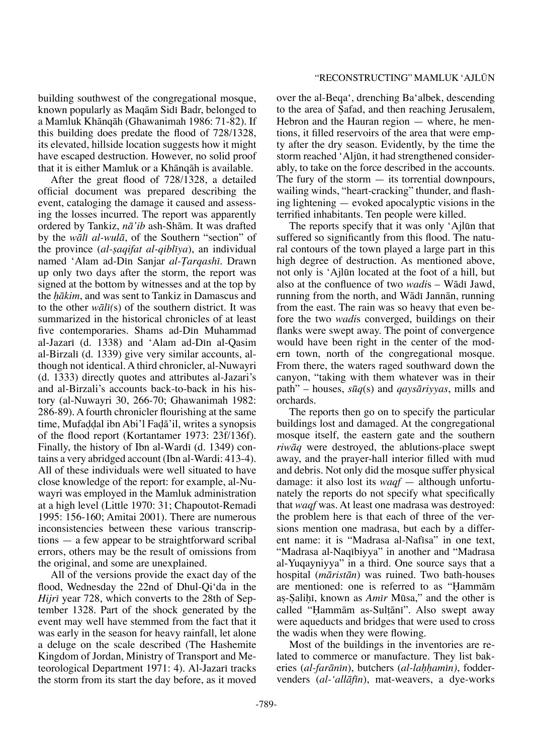building southwest of the congregational mosque, known popularly as Maqām Sidī Badr, belonged to a Mamluk Khānqāh (Ghawanimah 1986: 71-82). If this building does predate the flood of 728/1328, its elevated, hillside location suggests how it might have escaped destruction. However, no solid proof that it is either Mamluk or a Khānqāh is available.

After the great flood of 728/1328, a detailed official document was prepared describing the event, cataloging the damage it caused and assessing the losses incurred. The report was apparently ordered by Tankiz, *nā'ib* ash-Shām. It was drafted by the *wālī al-wulā*, of the Southern "section" of the province (*al-ṣaqifat al-qiblīya*), an individual named 'Alam ad-Dīn Sanjar *al-Ṭarqashī*. Drawn up only two days after the storm, the report was signed at the bottom by witnesses and at the top by the *ḥākim*, and was sent to Tankiz in Damascus and to the other *wālī*(s) of the southern district. It was summarized in the historical chronicles of at least five contemporaries. Shams ad-Dīn Muhammad al-Jazarī (d. 1338) and 'Alam ad-Dīn al-Qasim al-Birzalī (d. 1339) give very similar accounts, although not identical. A third chronicler, al-Nuwayri (d. 1333) directly quotes and attributes al-Jazari's and al-Birzali's accounts back-to-back in his history (al-Nuwayri 30, 266-70; Ghawanimah 1982: 286-89). A fourth chronicler flourishing at the same time, Mufaḍḍal ibn Abi'l Faḍā'il, writes a synopsis of the flood report (Kortantamer 1973: 23f/136f). Finally, the history of Ibn al-Wardī (d. 1349) contains a very abridged account (Ibn al-Wardi: 413-4). All of these individuals were well situated to have close knowledge of the report: for example, al-Nuwayri was employed in the Mamluk administration at a high level (Little 1970: 31; Chapoutot-Remadi 1995: 156-160; Amitai 2001). There are numerous inconsistencies between these various transcriptions — a few appear to be straightforward scribal errors, others may be the result of omissions from the original, and some are unexplained.

All of the versions provide the exact day of the flood, Wednesday the 22nd of Dhul-Qi'da in the *Hijrī* year 728, which converts to the 28th of September 1328. Part of the shock generated by the event may well have stemmed from the fact that it was early in the season for heavy rainfall, let alone a deluge on the scale described (The Hashemite Kingdom of Jordan, Ministry of Transport and Meteorological Department 1971: 4). Al-Jazarī tracks the storm from its start the day before, as it moved over the al-Beqa', drenching Ba'albek, descending to the area of Ṣafad, and then reaching Jerusalem, Hebron and the Hauran region — where, he mentions, it filled reservoirs of the area that were empty after the dry season. Evidently, by the time the storm reached 'Aljūn, it had strengthened considerably, to take on the force described in the accounts. The fury of the storm — its torrential downpours, wailing winds, "heart-cracking" thunder, and flashing lightening — evoked apocalyptic visions in the terrified inhabitants. Ten people were killed.

The reports specify that it was only 'Ajlūn that suffered so significantly from this flood. The natural contours of the town played a large part in this high degree of destruction. As mentioned above, not only is 'Ajlūn located at the foot of a hill, but also at the confluence of two *wadi*s – Wādī Jawd, running from the north, and Wādī Jannān, running from the east. The rain was so heavy that even before the two *wadi*s converged, buildings on their flanks were swept away. The point of convergence would have been right in the center of the modern town, north of the congregational mosque. From there, the waters raged southward down the canyon, "taking with them whatever was in their path" – houses, *sūq*(s) and *qaysāriyyas*, mills and orchards.

The reports then go on to specify the particular buildings lost and damaged. At the congregational mosque itself, the eastern gate and the southern *riwāq* were destroyed, the ablutions-place swept away, and the prayer-hall interior filled with mud and debris. Not only did the mosque suffer physical damage: it also lost its *waqf* — although unfortunately the reports do not specify what specifically that *waqf* was. At least one madrasa was destroyed: the problem here is that each of three of the versions mention one madrasa, but each by a different name: it is "Madrasa al-Nafīsa" in one text, "Madrasa al-Naqībiyya" in another and "Madrasa al-Yuqayniyya" in a third. One source says that a hospital (*māristān*) was ruined. Two bath-houses are mentioned: one is referred to as "Ḥammām aṣ-Ṣaliḥī, known as *Amīr* Mūsa," and the other is called "Ḥammām as-Sulṭānī". Also swept away were aqueducts and bridges that were used to cross the wadis when they were flowing.

Most of the buildings in the inventories are related to commerce or manufacture. They list bakeries (*al-farānīn*), butchers (*al-laḥḥamīn)*, fodder-venders (*al-'allāfīn*), mat-weavers, a dye-works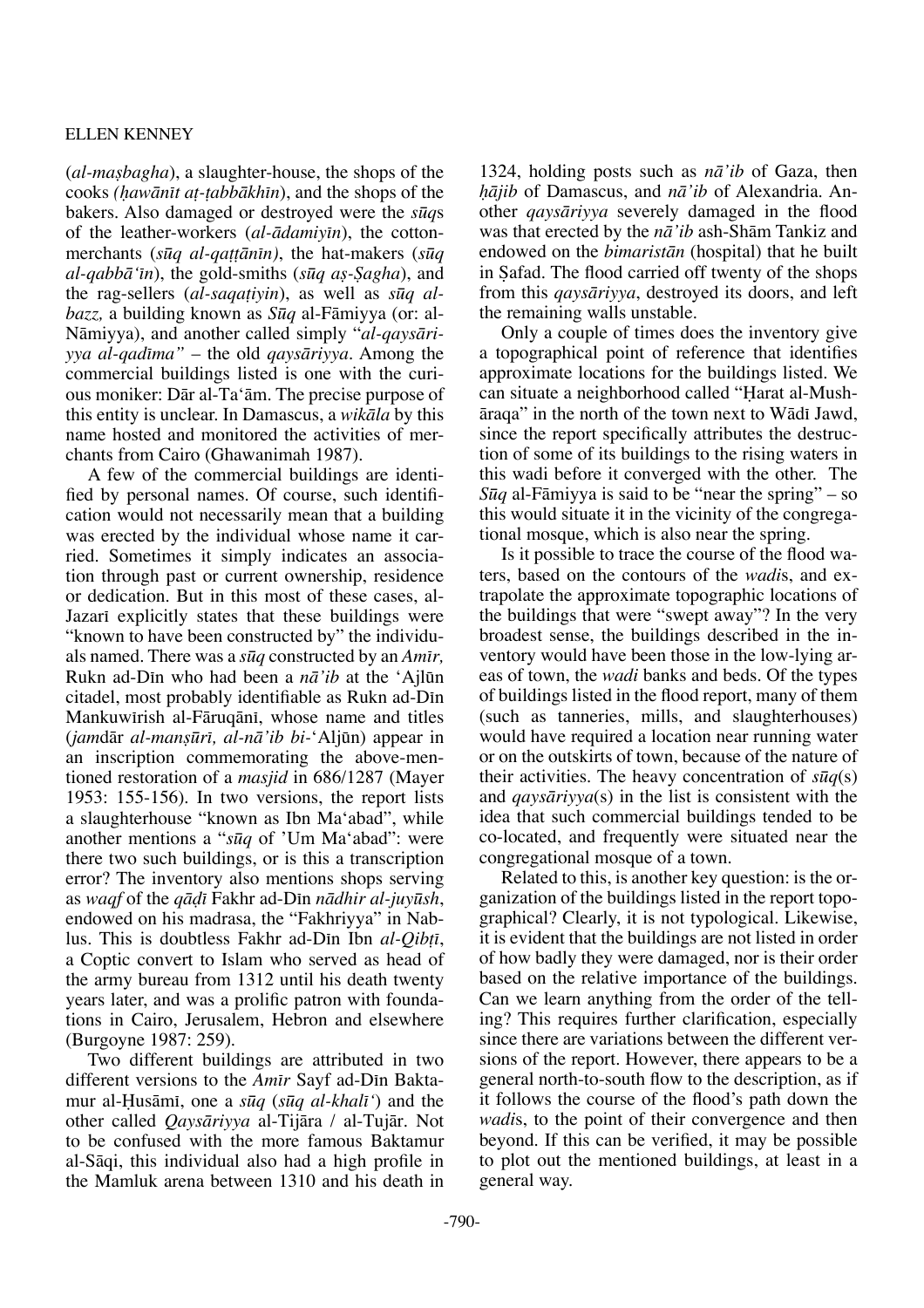(*al-maṣbagha*), a slaughter-house, the shops of the cooks *(ḥawānīt aṭ-ṭabbākhīn*), and the shops of the bakers. Also damaged or destroyed were the *sūq*s of the leather-workers (*al-ādamiyīn*), the cotton-merchants (*sūq al-qaṭṭānīn)*, the hat-makers (*sūq al-qabbā'īn*), the gold-smiths (*sūq aṣ-Ṣagha*), and the rag-sellers (*al-saqaṭiyin*), as well as *sūq al-bazz,* a building known as *Sūq* al-Fāmiyya (or: al-Nāmiyya), and another called simply "*al-qaysāriyya al-qadīma"* – the old *qaysāriyya*. Among the commercial buildings listed is one with the curious moniker: Dār al-Ta'ām. The precise purpose of this entity is unclear. In Damascus, a *wikāla* by this name hosted and monitored the activities of merchants from Cairo (Ghawanimah 1987).

A few of the commercial buildings are identified by personal names. Of course, such identification would not necessarily mean that a building was erected by the individual whose name it carried. Sometimes it simply indicates an association through past or current ownership, residence or dedication. But in this most of these cases, al-Jazarī explicitly states that these buildings were "known to have been constructed by" the individuals named. There was a *sūq* constructed by an *Amīr,* Rukn ad-Dīn who had been a *nā'ib* at the 'Ajlūn citadel, most probably identifiable as Rukn ad-Dīn Mankuwīrish al-Fāruqānī, whose name and titles (*jam*dār *al-manṣūrī, al-nā'ib bi-*'Aljūn) appear in an inscription commemorating the above-mentioned restoration of a *masjid* in 686/1287 (Mayer 1953: 155-156). In two versions, the report lists a slaughterhouse "known as Ibn Ma'abad", while another mentions a "*sūq* of 'Um Ma'abad": were there two such buildings, or is this a transcription error? The inventory also mentions shops serving as *waqf* of the *qāḍī* Fakhr ad-Dīn *nādhir al-juyūsh*, endowed on his madrasa, the "Fakhriyya" in Nablus. This is doubtless Fakhr ad-Dīn Ibn *al-Qibṭī*, a Coptic convert to Islam who served as head of the army bureau from 1312 until his death twenty years later, and was a prolific patron with foundations in Cairo, Jerusalem, Hebron and elsewhere (Burgoyne 1987: 259).

Two different buildings are attributed in two different versions to the *Amīr* Sayf ad-Dīn Baktamur al-Ḥusāmī, one a *sūq* (*sūq al-khalī'*) and the other called *Qaysāriyya* al-Tijāra / al-Tujār. Not to be confused with the more famous Baktamur al-Sāqi, this individual also had a high profile in the Mamluk arena between 1310 and his death in 1324, holding posts such as *nā'ib* of Gaza, then *ḥājib* of Damascus, and *nā'ib* of Alexandria. Another *qaysāriyya* severely damaged in the flood was that erected by the *nā'ib* ash-Shām Tankiz and endowed on the *bimaristān* (hospital) that he built in Ṣafad. The flood carried off twenty of the shops from this *qaysāriyya*, destroyed its doors, and left the remaining walls unstable.

Only a couple of times does the inventory give a topographical point of reference that identifies approximate locations for the buildings listed. We can situate a neighborhood called "Ḥarat al-Mushāraqa" in the north of the town next to Wādī Jawd, since the report specifically attributes the destruction of some of its buildings to the rising waters in this wadi before it converged with the other. The *Sūq* al-Fāmiyya is said to be "near the spring" – so this would situate it in the vicinity of the congregational mosque, which is also near the spring.

Is it possible to trace the course of the flood waters, based on the contours of the *wadi*s, and extrapolate the approximate topographic locations of the buildings that were "swept away"? In the very broadest sense, the buildings described in the inventory would have been those in the low-lying areas of town, the *wadi* banks and beds. Of the types of buildings listed in the flood report, many of them (such as tanneries, mills, and slaughterhouses) would have required a location near running water or on the outskirts of town, because of the nature of their activities. The heavy concentration of *sūq*(s) and *qaysāriyya*(s) in the list is consistent with the idea that such commercial buildings tended to be co-located, and frequently were situated near the congregational mosque of a town.

Related to this, is another key question: is the organization of the buildings listed in the report topographical? Clearly, it is not typological. Likewise, it is evident that the buildings are not listed in order of how badly they were damaged, nor is their order based on the relative importance of the buildings. Can we learn anything from the order of the telling? This requires further clarification, especially since there are variations between the different versions of the report. However, there appears to be a general north-to-south flow to the description, as if it follows the course of the flood's path down the *wadi*s, to the point of their convergence and then beyond. If this can be verified, it may be possible to plot out the mentioned buildings, at least in a general way.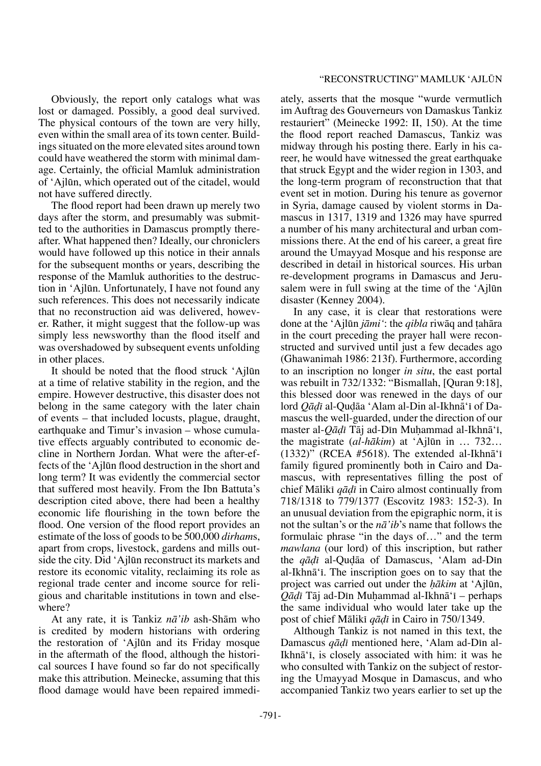Obviously, the report only catalogs what was lost or damaged. Possibly, a good deal survived. The physical contours of the town are very hilly, even within the small area of its town center. Buildings situated on the more elevated sites around town could have weathered the storm with minimal damage. Certainly, the official Mamluk administration of ʿAjlūn, which operated out of the citadel, would not have suffered directly.

The flood report had been drawn up merely two days after the storm, and presumably was submitted to the authorities in Damascus promptly thereafter. What happened then? Ideally, our chroniclers would have followed up this notice in their annals for the subsequent months or years, describing the response of the Mamluk authorities to the destruction in ʿAjlūn. Unfortunately, I have not found any such references. This does not necessarily indicate that no reconstruction aid was delivered, however. Rather, it might suggest that the follow-up was simply less newsworthy than the flood itself and was overshadowed by subsequent events unfolding in other places.

It should be noted that the flood struck ʿAjlūn at a time of relative stability in the region, and the empire. However destructive, this disaster does not belong in the same category with the later chain of events – that included locusts, plague, draught, earthquake and Timur's invasion – whose cumulative effects arguably contributed to economic decline in Northern Jordan. What were the after-effects of the ʿAjlūn flood destruction in the short and long term? It was evidently the commercial sector that suffered most heavily. From the Ibn Battuta's description cited above, there had been a healthy economic life flourishing in the town before the flood. One version of the flood report provides an estimate of the loss of goods to be 500,000 *dirham*s, apart from crops, livestock, gardens and mills outside the city. Did ʿAjlūn reconstruct its markets and restore its economic vitality, reclaiming its role as regional trade center and income source for religious and charitable institutions in town and elsewhere?

At any rate, it is Tankiz *nā'ib* ash-Shām who is credited by modern historians with ordering the restoration of ʿAjlūn and its Friday mosque in the aftermath of the flood, although the historical sources I have found so far do not specifically make this attribution. Meinecke, assuming that this flood damage would have been repaired immediately, asserts that the mosque "wurde vermutlich im Auftrag des Gouverneurs von Damaskus Tankiz restauriert" (Meinecke 1992: II, 150). At the time the flood report reached Damascus, Tankiz was midway through his posting there. Early in his career, he would have witnessed the great earthquake that struck Egypt and the wider region in 1303, and the long-term program of reconstruction that that event set in motion. During his tenure as governor in Syria, damage caused by violent storms in Damascus in 1317, 1319 and 1326 may have spurred a number of his many architectural and urban commissions there. At the end of his career, a great fire around the Umayyad Mosque and his response are described in detail in historical sources. His urban re-development programs in Damascus and Jerusalem were in full swing at the time of the ʿAjlūn disaster (Kenney 2004).

In any case, it is clear that restorations were done at the ʿAjlūn *jāmiʿ*: the *qibla* riwāq and ṭahāra in the court preceding the prayer hall were reconstructed and survived until just a few decades ago (Ghawanimah 1986: 213f). Furthermore, according to an inscription no longer *in situ*, the east portal was rebuilt in 732/1332: "Bismallah, [Quran 9:18], this blessed door was renewed in the days of our lord *Qāḍī* al-Quḍāa ʿAlam al-Din al-Ikhnāʿī of Damascus the well-guarded, under the direction of our master al-*Qāḍī* Tāj ad-Dīn Muḥammad al-Ikhnāʿī, the magistrate (*al-hākim*) at ʿAjlūn in … 732… (1332)" (RCEA #5618). The extended al-Ikhnāʿī family figured prominently both in Cairo and Damascus, with representatives filling the post of chief Mālikī *qāḍī* in Cairo almost continually from 718/1318 to 779/1377 (Escovitz 1983: 152-3). In an unusual deviation from the epigraphic norm, it is not the sultan's or the *nā'ib*'s name that follows the formulaic phrase "in the days of…" and the term *mawlana* (our lord) of this inscription, but rather the *qāḍī* al-Quḍāa of Damascus, ʿAlam al-Dīn al-Ikhnāʿī. The inscription goes on to say that the project was carried out under the *ḥākim* at ʿAjlūn, *Qāḍī* Tāj ad-Dīn Muḥammad al-Ikhnāʿī – perhaps the same individual who would later take up the post of chief Mālikī *qāḍī* in Cairo in 750/1349.

Although Tankiz is not named in this text, the Damascus *qāḍī* mentioned here, ʿAlam ad-Dīn al-Ikhnāʿī, is closely associated with him: it was he who consulted with Tankiz on the subject of restoring the Umayyad Mosque in Damascus, and who accompanied Tankiz two years earlier to set up the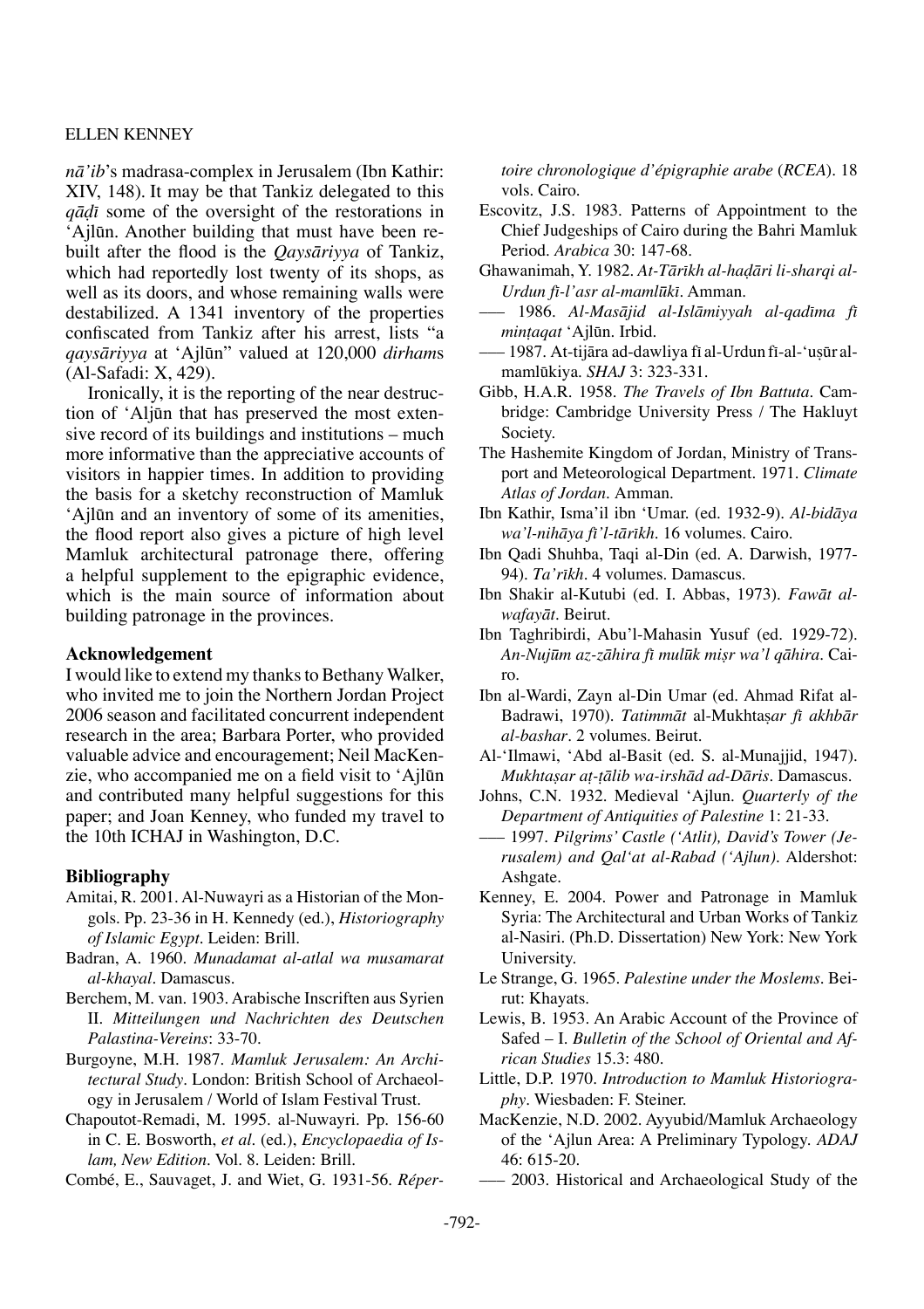*nā'ib*'s madrasa-complex in Jerusalem (Ibn Kathir: XIV, 148). It may be that Tankiz delegated to this *qāḍī* some of the oversight of the restorations in 'Ajlūn. Another building that must have been rebuilt after the flood is the *Qaysāriyya* of Tankiz, which had reportedly lost twenty of its shops, as well as its doors, and whose remaining walls were destabilized. A 1341 inventory of the properties confiscated from Tankiz after his arrest, lists "a *qaysāriyya* at 'Ajlūn" valued at 120,000 *dirham*s (Al-Safadi: X, 429).

Ironically, it is the reporting of the near destruction of 'Aljūn that has preserved the most extensive record of its buildings and institutions – much more informative than the appreciative accounts of visitors in happier times. In addition to providing the basis for a sketchy reconstruction of Mamluk 'Ajlūn and an inventory of some of its amenities, the flood report also gives a picture of high level Mamluk architectural patronage there, offering a helpful supplement to the epigraphic evidence, which is the main source of information about building patronage in the provinces.

## Acknowledgement

I would like to extend my thanks to Bethany Walker, who invited me to join the Northern Jordan Project 2006 season and facilitated concurrent independent research in the area; Barbara Porter, who provided valuable advice and encouragement; Neil MacKenzie, who accompanied me on a field visit to 'Ajlūn and contributed many helpful suggestions for this paper; and Joan Kenney, who funded my travel to the 10th ICHAJ in Washington, D.C.

## Bibliography

Amitai, R. 2001. Al-Nuwayri as a Historian of the Mongols. Pp. 23-36 in H. Kennedy (ed.), *Historiography of Islamic Egypt*. Leiden: Brill.

Badran, A. 1960. *Munadamat al-atlal wa musamarat al-khayal*. Damascus.

Berchem, M. van. 1903. Arabische Inscriften aus Syrien II. *Mitteilungen und Nachrichten des Deutschen Palastina-Vereins*: 33-70.

Burgoyne, M.H. 1987. *Mamluk Jerusalem: An Architectural Study*. London: British School of Archaeology in Jerusalem / World of Islam Festival Trust.

Chapoutot-Remadi, M. 1995. al-Nuwayri. Pp. 156-60 in C. E. Bosworth, *et al*. (ed.), *Encyclopaedia of Islam, New Edition*. Vol. 8. Leiden: Brill.

Combé, E., Sauvaget, J. and Wiet, G. 1931-56. *Répertoire chronologique d'épigraphie arabe* (*RCEA*). 18 vols. Cairo.

Escovitz, J.S. 1983. Patterns of Appointment to the Chief Judgeships of Cairo during the Bahri Mamluk Period. *Arabica* 30: 147-68.

Ghawanimah, Y. 1982. *At-Tārīkh al-haḍāri li-sharqi al-Urdun fī-l'asr al-mamlūkī*. Amman.

—— 1986. *Al-Masājid al-Islāmiyyah al-qadīma fī minṭaqat* 'Ajlūn. Irbid.

—— 1987. At-tijāra ad-dawliya fī al-Urdun fī-al-'uṣūr al-mamlūkiya. *SHAJ* 3: 323-331.

Gibb, H.A.R. 1958. *The Travels of Ibn Battuta*. Cambridge: Cambridge University Press / The Hakluyt Society.

The Hashemite Kingdom of Jordan, Ministry of Transport and Meteorological Department. 1971. *Climate Atlas of Jordan*. Amman.

Ibn Kathir, Isma'il ibn 'Umar. (ed. 1932-9). *Al-bidāya wa'l-nihāya fi'l-tārīkh*. 16 volumes. Cairo.

Ibn Qadi Shuhba, Taqi al-Din (ed. A. Darwish, 1977-94). *Ta'rīkh*. 4 volumes. Damascus.

Ibn Shakir al-Kutubi (ed. I. Abbas, 1973). *Fawāt al-wafayāt*. Beirut.

Ibn Taghribirdi, Abu'l-Mahasin Yusuf (ed. 1929-72). *An-Nujūm az-zāhira fī mulūk miṣr wa'l qāhira*. Cairo.

Ibn al-Wardi, Zayn al-Din Umar (ed. Ahmad Rifat al-Badrawi, 1970). *Tatimmāt* al-Mukhtaṣ*ar fi akhbār al-bashar*. 2 volumes. Beirut.

Al-'Ilmawi, 'Abd al-Basit (ed. S. al-Munajjid, 1947). *Mukhtaṣar aṭ-ṭālib wa-irshād ad-Dāris*. Damascus.

Johns, C.N. 1932. Medieval 'Ajlun. *Quarterly of the Department of Antiquities of Palestine* 1: 21-33.

—— 1997. *Pilgrims' Castle ('Atlit), David's Tower (Jerusalem) and Qal'at al-Rabad ('Ajlun)*. Aldershot: Ashgate.

Kenney, E. 2004. Power and Patronage in Mamluk Syria: The Architectural and Urban Works of Tankiz al-Nasiri. (Ph.D. Dissertation) New York: New York University.

Le Strange, G. 1965. *Palestine under the Moslems*. Beirut: Khayats.

Lewis, B. 1953. An Arabic Account of the Province of Safed – I. *Bulletin of the School of Oriental and African Studies* 15.3: 480.

Little, D.P. 1970. *Introduction to Mamluk Historiography*. Wiesbaden: F. Steiner.

MacKenzie, N.D. 2002. Ayyubid/Mamluk Archaeology of the 'Ajlun Area: A Preliminary Typology. *ADAJ* 46: 615-20.

—— 2003. Historical and Archaeological Study of the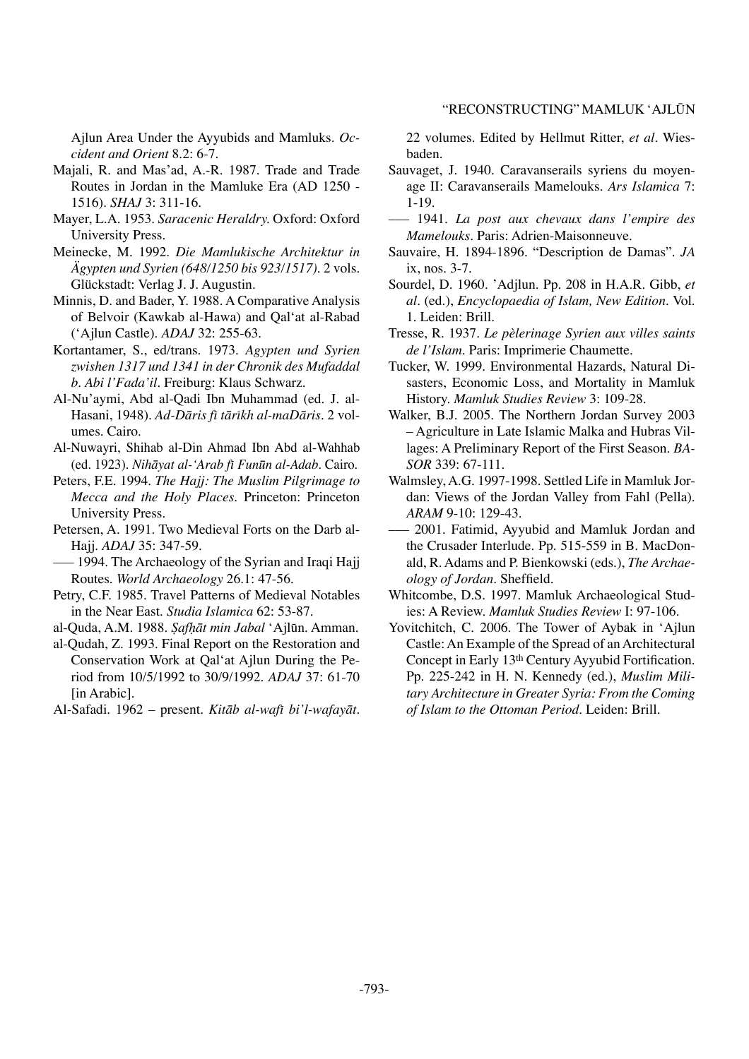Ajlun Area Under the Ayyubids and Mamluks. *Occident and Orient* 8.2: 6-7.

Majali, R. and Mas'ad, A.-R. 1987. Trade and Trade Routes in Jordan in the Mamluke Era (AD 1250 - 1516). *SHAJ* 3: 311-16.

Mayer, L.A. 1953. *Saracenic Heraldry.* Oxford: Oxford University Press.

Meinecke, M. 1992. *Die Mamlukische Architektur in Ägypten und Syrien (648/1250 bis 923/1517)*. 2 vols. Glückstadt: Verlag J. J. Augustin.

Minnis, D. and Bader, Y. 1988. A Comparative Analysis of Belvoir (Kawkab al-Hawa) and Qal'at al-Rabad ('Ajlun Castle). *ADAJ* 32: 255-63.

Kortantamer, S., ed/trans. 1973. *Agypten und Syrien zwishen 1317 und 1341 in der Chronik des Mufaddal b. Abi l'Fada'il*. Freiburg: Klaus Schwarz.

Al-Nu'aymi, Abd al-Qadi Ibn Muhammad (ed. J. al-Hasani, 1948). *Ad-Dāris fī tārīkh al-maDāris*. 2 volumes. Cairo.

Al-Nuwayri, Shihab al-Din Ahmad Ibn Abd al-Wahhab (ed. 1923). *Nihāyat al-'Arab fī Funūn al-Adab*. Cairo.

Peters, F.E. 1994. *The Hajj: The Muslim Pilgrimage to Mecca and the Holy Places*. Princeton: Princeton University Press.

Petersen, A. 1991. Two Medieval Forts on the Darb al-Hajj. *ADAJ* 35: 347-59.

––– 1994. The Archaeology of the Syrian and Iraqi Hajj Routes. *World Archaeology* 26.1: 47-56.

Petry, C.F. 1985. Travel Patterns of Medieval Notables in the Near East. *Studia Islamica* 62: 53-87.

al-Quda, A.M. 1988. *Ṣafḥāt min Jabal* 'Ajlūn. Amman.

al-Qudah, Z. 1993. Final Report on the Restoration and Conservation Work at Qal'at Ajlun During the Period from 10/5/1992 to 30/9/1992. *ADAJ* 37: 61-70 [in Arabic].

Al-Safadi. 1962 – present. *Kitāb al-wafī bi'l-wafayāt*. 22 volumes. Edited by Hellmut Ritter, *et al*. Wiesbaden.

Sauvaget, J. 1940. Caravanserails syriens du moyen-age II: Caravanserails Mamelouks. *Ars Islamica* 7: 1-19.

––– 1941. *La post aux chevaux dans l'empire des Mamelouks*. Paris: Adrien-Maisonneuve.

Sauvaire, H. 1894-1896. "Description de Damas". *JA* ix, nos. 3-7.

Sourdel, D. 1960. 'Adjlun. Pp. 208 in H.A.R. Gibb, *et al*. (ed.), *Encyclopaedia of Islam, New Edition*. Vol. 1. Leiden: Brill.

Tresse, R. 1937. *Le pèlerinage Syrien aux villes saints de l'Islam*. Paris: Imprimerie Chaumette.

Tucker, W. 1999. Environmental Hazards, Natural Disasters, Economic Loss, and Mortality in Mamluk History. *Mamluk Studies Review* 3: 109-28.

Walker, B.J. 2005. The Northern Jordan Survey 2003 – Agriculture in Late Islamic Malka and Hubras Villages: A Preliminary Report of the First Season. *BASOR* 339: 67-111.

Walmsley, A.G. 1997-1998. Settled Life in Mamluk Jordan: Views of the Jordan Valley from Fahl (Pella). *ARAM* 9-10: 129-43.

––– 2001. Fatimid, Ayyubid and Mamluk Jordan and the Crusader Interlude. Pp. 515-559 in B. MacDonald, R. Adams and P. Bienkowski (eds.), *The Archaeology of Jordan*. Sheffield.

Whitcombe, D.S. 1997. Mamluk Archaeological Studies: A Review. *Mamluk Studies Review* I: 97-106.

Yovitchitch, C. 2006. The Tower of Aybak in 'Ajlun Castle: An Example of the Spread of an Architectural Concept in Early 13th Century Ayyubid Fortification. Pp. 225-242 in H. N. Kennedy (ed.), *Muslim Military Architecture in Greater Syria: From the Coming of Islam to the Ottoman Period*. Leiden: Brill.